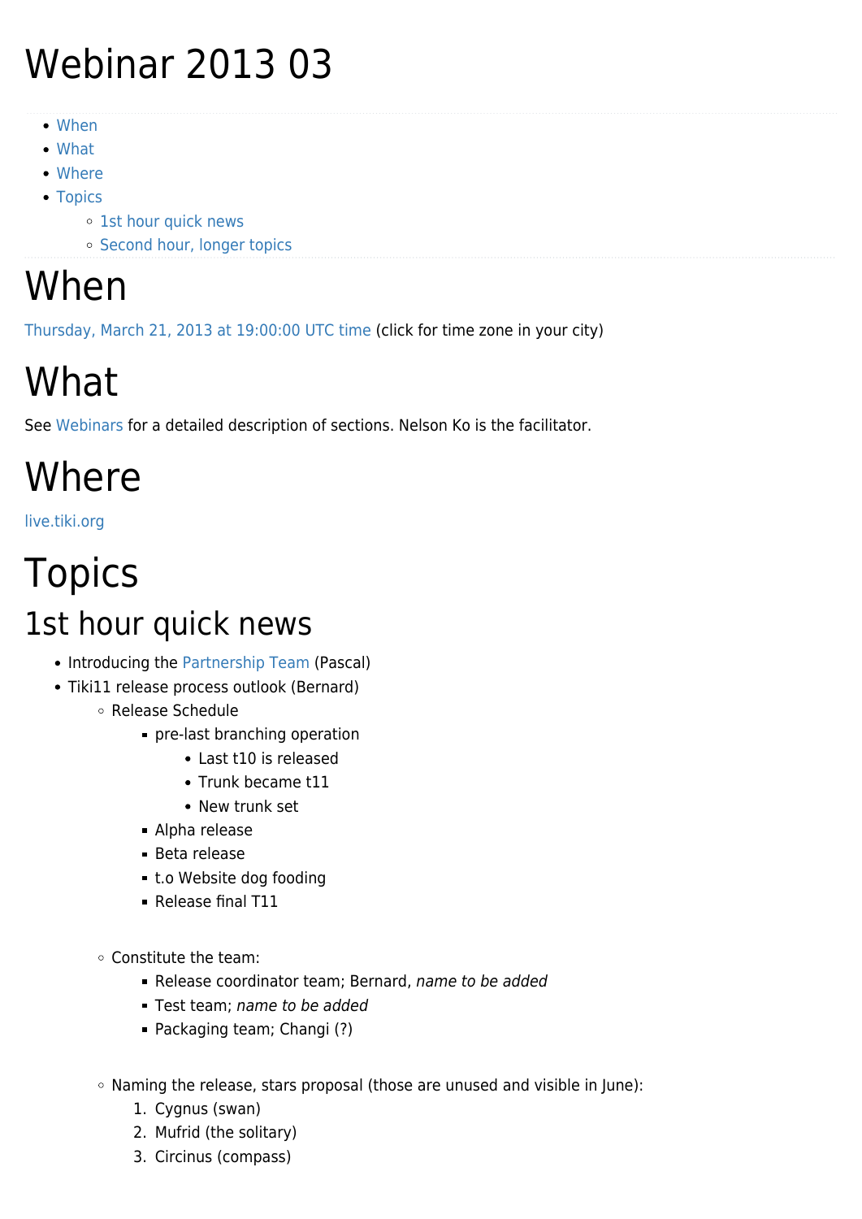# Webinar 2013 03

- When
- What
- Where
- Topics
  - 1st hour quick news
  - Second hour, longer topics

# When

Thursday, March 21, 2013 at 19:00:00 UTC time (click for time zone in your city)

# What

See Webinars for a detailed description of sections. Nelson Ko is the facilitator.

# Where

live.tiki.org

# Topics

## 1st hour quick news

- Introducing the Partnership Team (Pascal)
- Tiki11 release process outlook (Bernard)
  - Release Schedule
    - pre-last branching operation
      - Last t10 is released
      - Trunk became t11
      - New trunk set
    - Alpha release
    - Beta release
    - t.o Website dog fooding
    - Release final T11
  - Constitute the team:
    - Release coordinator team; Bernard, *name to be added*
    - Test team; *name to be added*
    - Packaging team; Changi (?)
  - Naming the release, stars proposal (those are unused and visible in June):
    1. Cygnus (swan)
    2. Mufrid (the solitary)
    3. Circinus (compass)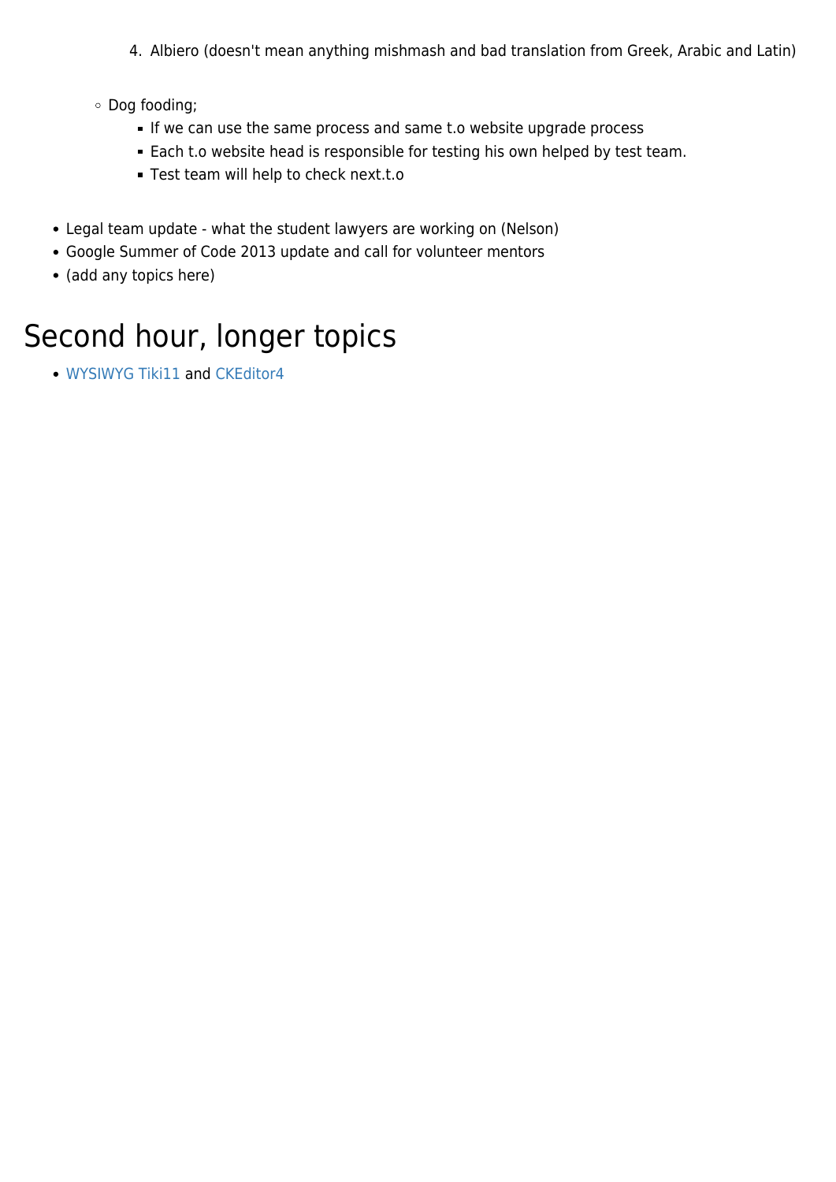4. Albiero (doesn't mean anything mishmash and bad translation from Greek, Arabic and Latin)

  - Dog fooding;
    - If we can use the same process and same t.o website upgrade process
    - Each t.o website head is responsible for testing his own helped by test team.
    - Test team will help to check next.t.o

- Legal team update - what the student lawyers are working on (Nelson)
- Google Summer of Code 2013 update and call for volunteer mentors
- (add any topics here)

# Second hour, longer topics

- WYSIWYG Tiki11 and CKEditor4